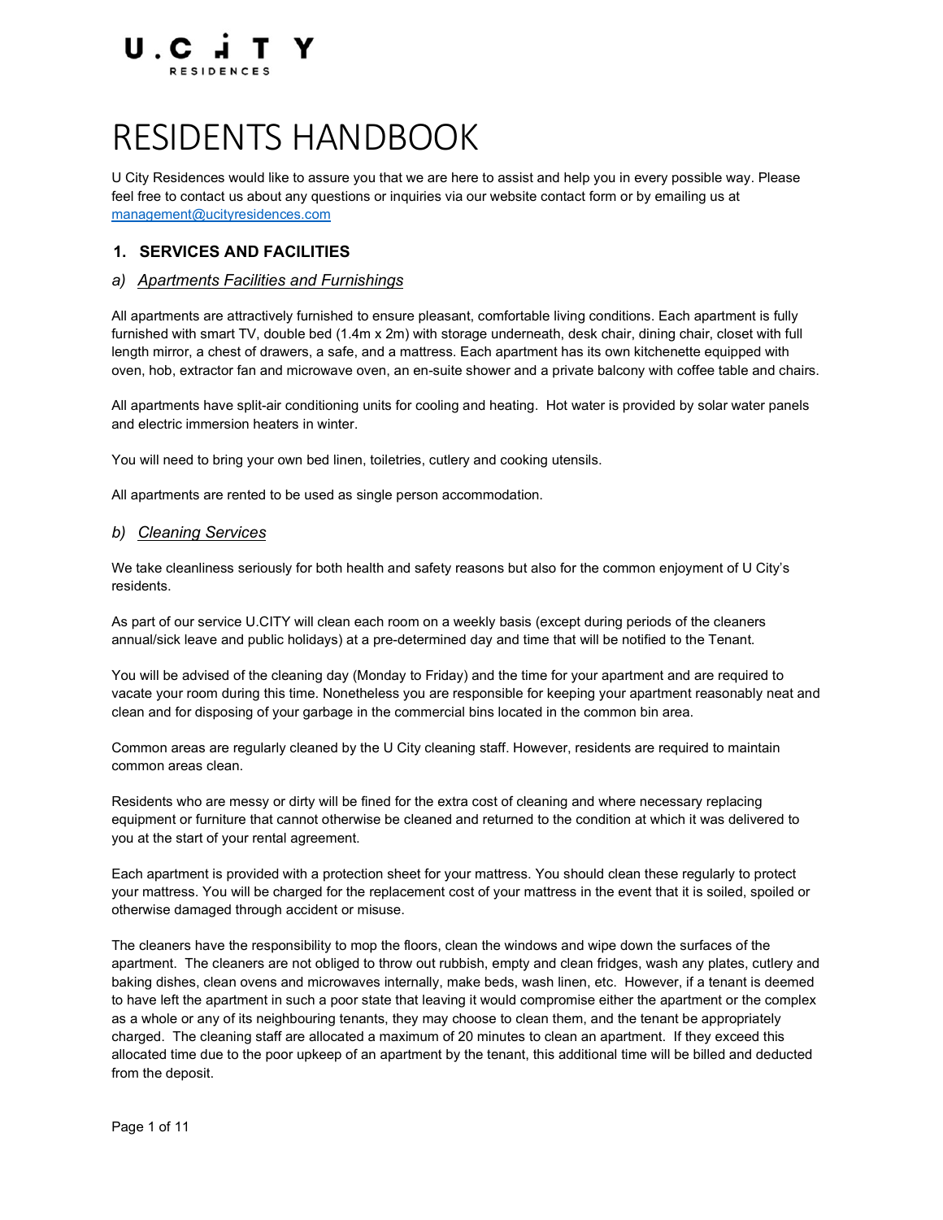U.CITY
RESIDENCES

# RESIDENTS HANDBOOK

U City Residences would like to assure you that we are here to assist and help you in every possible way. Please feel free to contact us about any questions or inquiries via our website contact form or by emailing us at management@ucityresidences.com

## 1. SERVICES AND FACILITIES

### a) *Apartments Facilities and Furnishings*

All apartments are attractively furnished to ensure pleasant, comfortable living conditions. Each apartment is fully furnished with smart TV, double bed (1.4m x 2m) with storage underneath, desk chair, dining chair, closet with full length mirror, a chest of drawers, a safe, and a mattress. Each apartment has its own kitchenette equipped with oven, hob, extractor fan and microwave oven, an en-suite shower and a private balcony with coffee table and chairs.

All apartments have split-air conditioning units for cooling and heating. Hot water is provided by solar water panels and electric immersion heaters in winter.

You will need to bring your own bed linen, toiletries, cutlery and cooking utensils.

All apartments are rented to be used as single person accommodation.

### b) *Cleaning Services*

We take cleanliness seriously for both health and safety reasons but also for the common enjoyment of U City's residents.

As part of our service U.CITY will clean each room on a weekly basis (except during periods of the cleaners annual/sick leave and public holidays) at a pre-determined day and time that will be notified to the Tenant.

You will be advised of the cleaning day (Monday to Friday) and the time for your apartment and are required to vacate your room during this time. Nonetheless you are responsible for keeping your apartment reasonably neat and clean and for disposing of your garbage in the commercial bins located in the common bin area.

Common areas are regularly cleaned by the U City cleaning staff. However, residents are required to maintain common areas clean.

Residents who are messy or dirty will be fined for the extra cost of cleaning and where necessary replacing equipment or furniture that cannot otherwise be cleaned and returned to the condition at which it was delivered to you at the start of your rental agreement.

Each apartment is provided with a protection sheet for your mattress. You should clean these regularly to protect your mattress. You will be charged for the replacement cost of your mattress in the event that it is soiled, spoiled or otherwise damaged through accident or misuse.

The cleaners have the responsibility to mop the floors, clean the windows and wipe down the surfaces of the apartment. The cleaners are not obliged to throw out rubbish, empty and clean fridges, wash any plates, cutlery and baking dishes, clean ovens and microwaves internally, make beds, wash linen, etc. However, if a tenant is deemed to have left the apartment in such a poor state that leaving it would compromise either the apartment or the complex as a whole or any of its neighbouring tenants, they may choose to clean them, and the tenant be appropriately charged. The cleaning staff are allocated a maximum of 20 minutes to clean an apartment. If they exceed this allocated time due to the poor upkeep of an apartment by the tenant, this additional time will be billed and deducted from the deposit.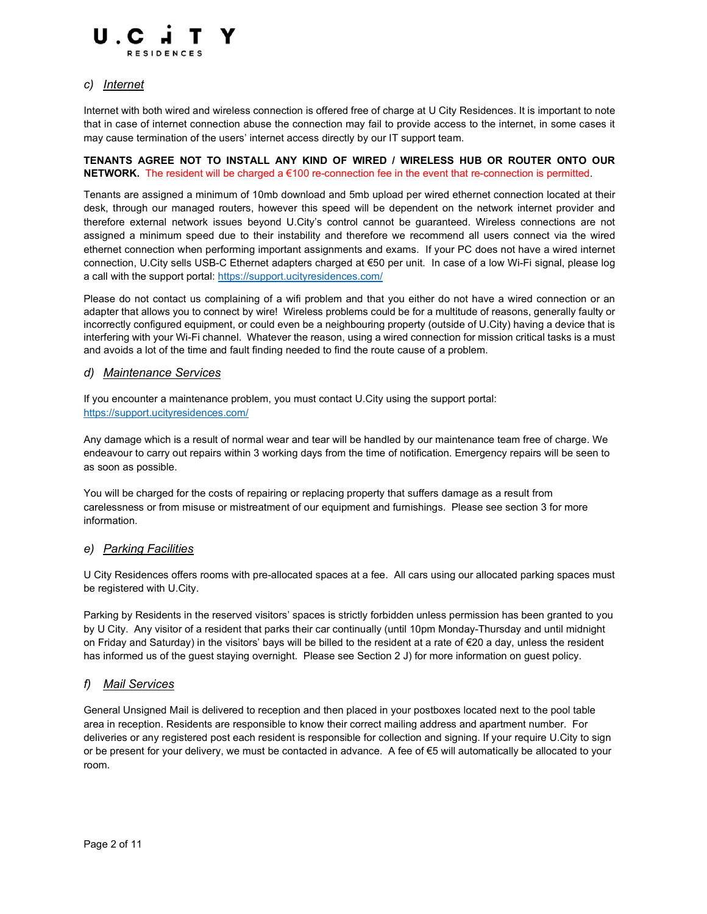### c) *Internet*

Internet with both wired and wireless connection is offered free of charge at U City Residences. It is important to note that in case of internet connection abuse the connection may fail to provide access to the internet, in some cases it may cause termination of the users' internet access directly by our IT support team.

**TENANTS AGREE NOT TO INSTALL ANY KIND OF WIRED / WIRELESS HUB OR ROUTER ONTO OUR NETWORK.** The resident will be charged a €100 re-connection fee in the event that re-connection is permitted.

Tenants are assigned a minimum of 10mb download and 5mb upload per wired ethernet connection located at their desk, through our managed routers, however this speed will be dependent on the network internet provider and therefore external network issues beyond U.City's control cannot be guaranteed. Wireless connections are not assigned a minimum speed due to their instability and therefore we recommend all users connect via the wired ethernet connection when performing important assignments and exams. If your PC does not have a wired internet connection, U.City sells USB-C Ethernet adapters charged at €50 per unit. In case of a low Wi-Fi signal, please log a call with the support portal: https://support.ucityresidences.com/

Please do not contact us complaining of a wifi problem and that you either do not have a wired connection or an adapter that allows you to connect by wire! Wireless problems could be for a multitude of reasons, generally faulty or incorrectly configured equipment, or could even be a neighbouring property (outside of U.City) having a device that is interfering with your Wi-Fi channel. Whatever the reason, using a wired connection for mission critical tasks is a must and avoids a lot of the time and fault finding needed to find the route cause of a problem.

### d) *Maintenance Services*

If you encounter a maintenance problem, you must contact U.City using the support portal: https://support.ucityresidences.com/

Any damage which is a result of normal wear and tear will be handled by our maintenance team free of charge. We endeavour to carry out repairs within 3 working days from the time of notification. Emergency repairs will be seen to as soon as possible.

You will be charged for the costs of repairing or replacing property that suffers damage as a result from carelessness or from misuse or mistreatment of our equipment and furnishings. Please see section 3 for more information.

### e) *Parking Facilities*

U City Residences offers rooms with pre-allocated spaces at a fee. All cars using our allocated parking spaces must be registered with U.City.

Parking by Residents in the reserved visitors' spaces is strictly forbidden unless permission has been granted to you by U City. Any visitor of a resident that parks their car continually (until 10pm Monday-Thursday and until midnight on Friday and Saturday) in the visitors' bays will be billed to the resident at a rate of €20 a day, unless the resident has informed us of the guest staying overnight. Please see Section 2 J) for more information on guest policy.

### f) *Mail Services*

General Unsigned Mail is delivered to reception and then placed in your postboxes located next to the pool table area in reception. Residents are responsible to know their correct mailing address and apartment number. For deliveries or any registered post each resident is responsible for collection and signing. If your require U.City to sign or be present for your delivery, we must be contacted in advance. A fee of €5 will automatically be allocated to your room.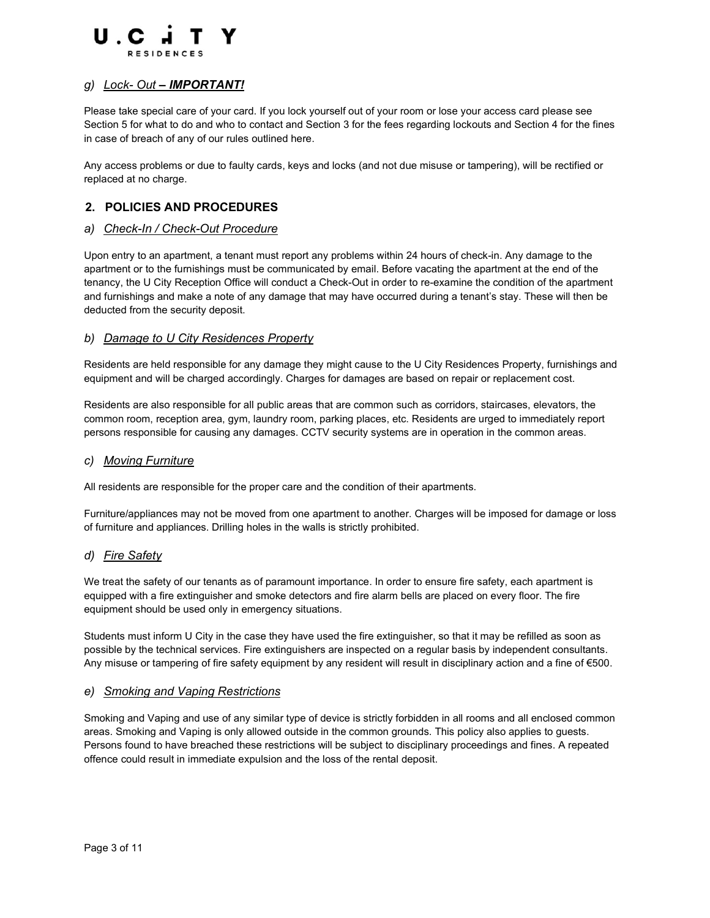### g) *Lock- Out* – ***IMPORTANT!***

Please take special care of your card. If you lock yourself out of your room or lose your access card please see Section 5 for what to do and who to contact and Section 3 for the fees regarding lockouts and Section 4 for the fines in case of breach of any of our rules outlined here.

Any access problems or due to faulty cards, keys and locks (and not due misuse or tampering), will be rectified or replaced at no charge.

## 2. POLICIES AND PROCEDURES

### a) *Check-In / Check-Out Procedure*

Upon entry to an apartment, a tenant must report any problems within 24 hours of check-in. Any damage to the apartment or to the furnishings must be communicated by email. Before vacating the apartment at the end of the tenancy, the U City Reception Office will conduct a Check-Out in order to re-examine the condition of the apartment and furnishings and make a note of any damage that may have occurred during a tenant's stay. These will then be deducted from the security deposit.

### b) *Damage to U City Residences Property*

Residents are held responsible for any damage they might cause to the U City Residences Property, furnishings and equipment and will be charged accordingly. Charges for damages are based on repair or replacement cost.

Residents are also responsible for all public areas that are common such as corridors, staircases, elevators, the common room, reception area, gym, laundry room, parking places, etc. Residents are urged to immediately report persons responsible for causing any damages. CCTV security systems are in operation in the common areas.

### c) *Moving Furniture*

All residents are responsible for the proper care and the condition of their apartments.

Furniture/appliances may not be moved from one apartment to another. Charges will be imposed for damage or loss of furniture and appliances. Drilling holes in the walls is strictly prohibited.

### d) *Fire Safety*

We treat the safety of our tenants as of paramount importance. In order to ensure fire safety, each apartment is equipped with a fire extinguisher and smoke detectors and fire alarm bells are placed on every floor. The fire equipment should be used only in emergency situations.

Students must inform U City in the case they have used the fire extinguisher, so that it may be refilled as soon as possible by the technical services. Fire extinguishers are inspected on a regular basis by independent consultants. Any misuse or tampering of fire safety equipment by any resident will result in disciplinary action and a fine of €500.

### e) *Smoking and Vaping Restrictions*

Smoking and Vaping and use of any similar type of device is strictly forbidden in all rooms and all enclosed common areas. Smoking and Vaping is only allowed outside in the common grounds. This policy also applies to guests. Persons found to have breached these restrictions will be subject to disciplinary proceedings and fines. A repeated offence could result in immediate expulsion and the loss of the rental deposit.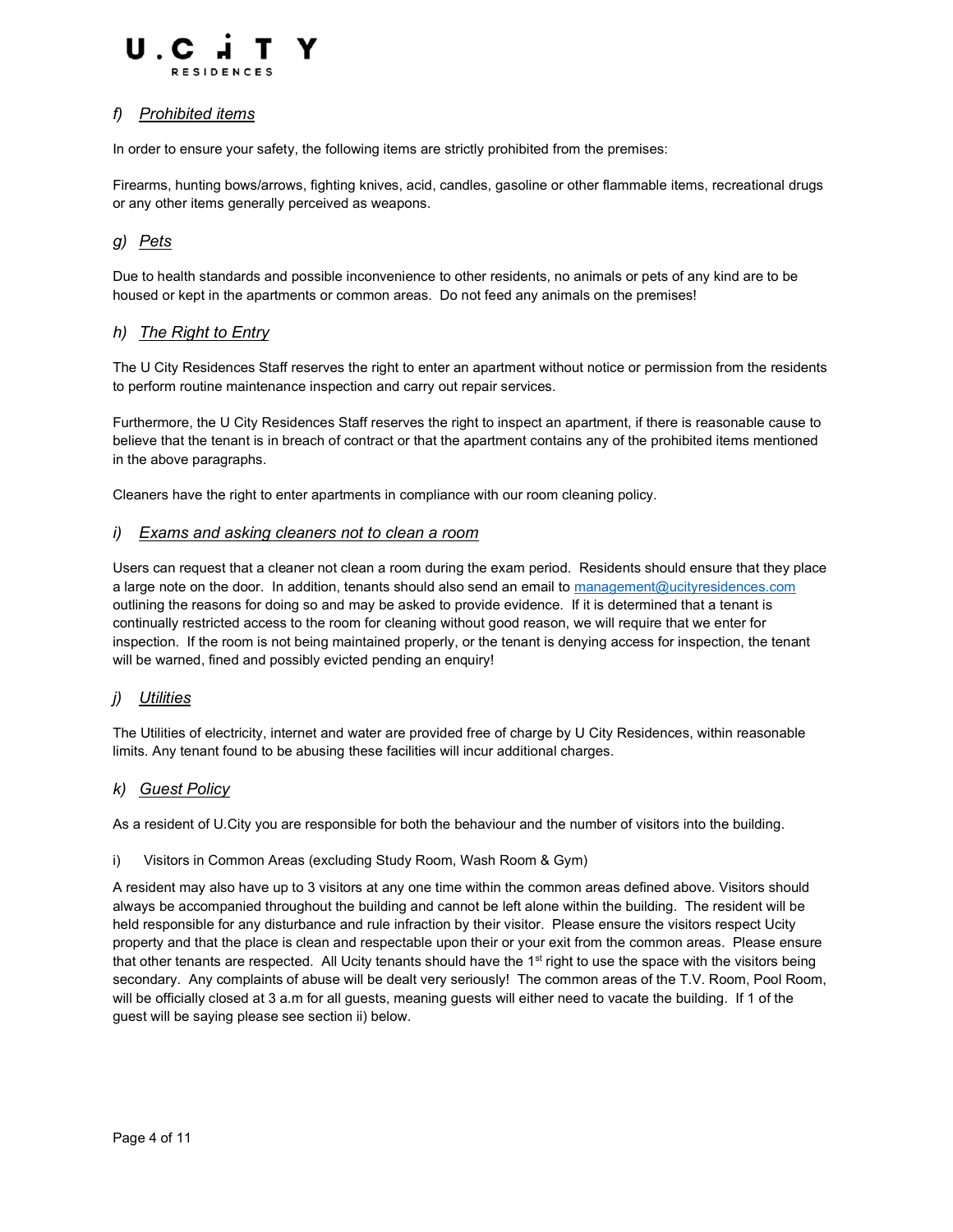### *f) Prohibited items*

In order to ensure your safety, the following items are strictly prohibited from the premises:

Firearms, hunting bows/arrows, fighting knives, acid, candles, gasoline or other flammable items, recreational drugs or any other items generally perceived as weapons.

### *g) Pets*

Due to health standards and possible inconvenience to other residents, no animals or pets of any kind are to be housed or kept in the apartments or common areas. Do not feed any animals on the premises!

### *h) The Right to Entry*

The U City Residences Staff reserves the right to enter an apartment without notice or permission from the residents to perform routine maintenance inspection and carry out repair services.

Furthermore, the U City Residences Staff reserves the right to inspect an apartment, if there is reasonable cause to believe that the tenant is in breach of contract or that the apartment contains any of the prohibited items mentioned in the above paragraphs.

Cleaners have the right to enter apartments in compliance with our room cleaning policy.

### *i) Exams and asking cleaners not to clean a room*

Users can request that a cleaner not clean a room during the exam period. Residents should ensure that they place a large note on the door. In addition, tenants should also send an email to management@ucityresidences.com outlining the reasons for doing so and may be asked to provide evidence. If it is determined that a tenant is continually restricted access to the room for cleaning without good reason, we will require that we enter for inspection. If the room is not being maintained properly, or the tenant is denying access for inspection, the tenant will be warned, fined and possibly evicted pending an enquiry!

### *j) Utilities*

The Utilities of electricity, internet and water are provided free of charge by U City Residences, within reasonable limits. Any tenant found to be abusing these facilities will incur additional charges.

### *k) Guest Policy*

As a resident of U.City you are responsible for both the behaviour and the number of visitors into the building.

i) Visitors in Common Areas (excluding Study Room, Wash Room & Gym)

A resident may also have up to 3 visitors at any one time within the common areas defined above. Visitors should always be accompanied throughout the building and cannot be left alone within the building. The resident will be held responsible for any disturbance and rule infraction by their visitor. Please ensure the visitors respect Ucity property and that the place is clean and respectable upon their or your exit from the common areas. Please ensure that other tenants are respected. All Ucity tenants should have the 1st right to use the space with the visitors being secondary. Any complaints of abuse will be dealt very seriously! The common areas of the T.V. Room, Pool Room, will be officially closed at 3 a.m for all guests, meaning guests will either need to vacate the building. If 1 of the guest will be saying please see section ii) below.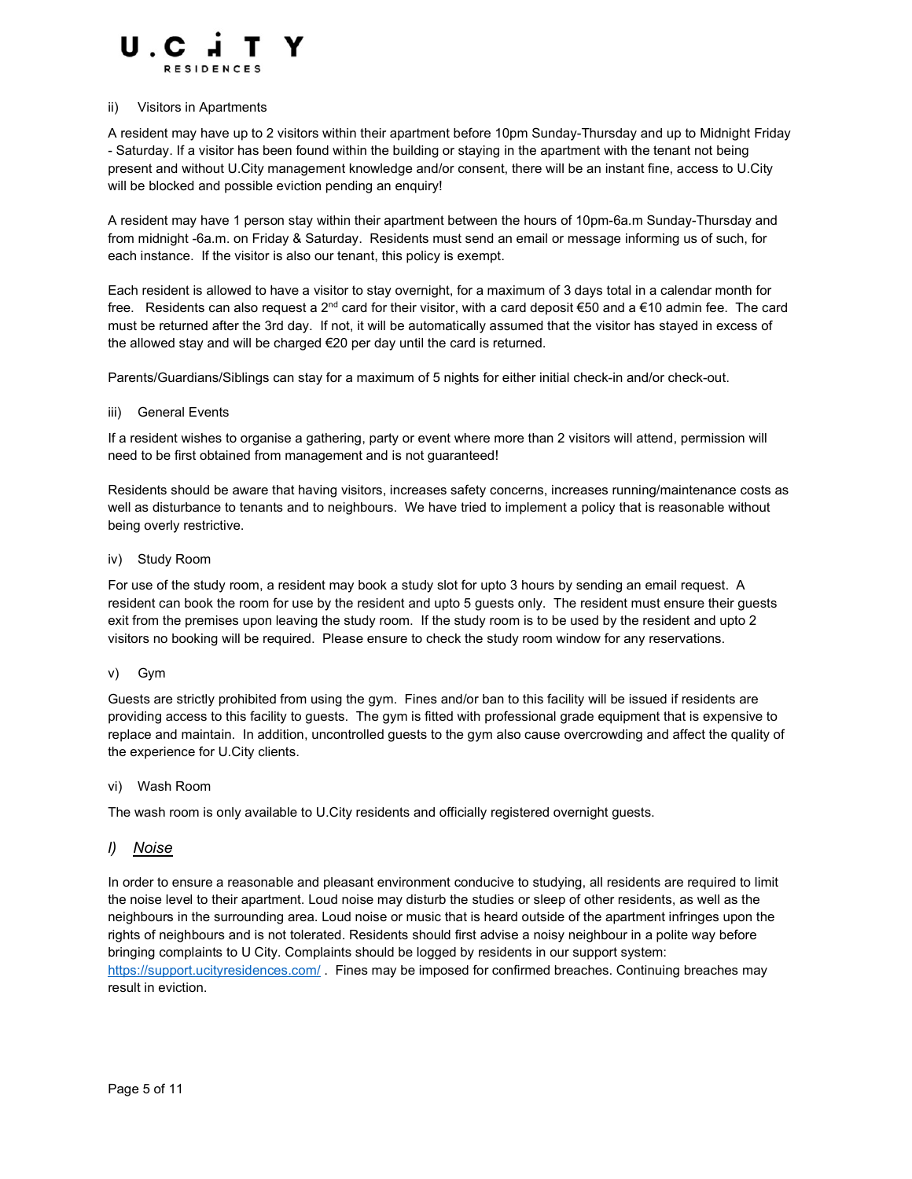ii) Visitors in Apartments

A resident may have up to 2 visitors within their apartment before 10pm Sunday-Thursday and up to Midnight Friday - Saturday. If a visitor has been found within the building or staying in the apartment with the tenant not being present and without U.City management knowledge and/or consent, there will be an instant fine, access to U.City will be blocked and possible eviction pending an enquiry!

A resident may have 1 person stay within their apartment between the hours of 10pm-6a.m Sunday-Thursday and from midnight -6a.m. on Friday & Saturday. Residents must send an email or message informing us of such, for each instance. If the visitor is also our tenant, this policy is exempt.

Each resident is allowed to have a visitor to stay overnight, for a maximum of 3 days total in a calendar month for free. Residents can also request a 2nd card for their visitor, with a card deposit €50 and a €10 admin fee. The card must be returned after the 3rd day. If not, it will be automatically assumed that the visitor has stayed in excess of the allowed stay and will be charged €20 per day until the card is returned.

Parents/Guardians/Siblings can stay for a maximum of 5 nights for either initial check-in and/or check-out.

iii) General Events

If a resident wishes to organise a gathering, party or event where more than 2 visitors will attend, permission will need to be first obtained from management and is not guaranteed!

Residents should be aware that having visitors, increases safety concerns, increases running/maintenance costs as well as disturbance to tenants and to neighbours. We have tried to implement a policy that is reasonable without being overly restrictive.

iv) Study Room

For use of the study room, a resident may book a study slot for upto 3 hours by sending an email request. A resident can book the room for use by the resident and upto 5 guests only. The resident must ensure their guests exit from the premises upon leaving the study room. If the study room is to be used by the resident and upto 2 visitors no booking will be required. Please ensure to check the study room window for any reservations.

v) Gym

Guests are strictly prohibited from using the gym. Fines and/or ban to this facility will be issued if residents are providing access to this facility to guests. The gym is fitted with professional grade equipment that is expensive to replace and maintain. In addition, uncontrolled guests to the gym also cause overcrowding and affect the quality of the experience for U.City clients.

vi) Wash Room

The wash room is only available to U.City residents and officially registered overnight guests.

## *l) <u>Noise</u>*

In order to ensure a reasonable and pleasant environment conducive to studying, all residents are required to limit the noise level to their apartment. Loud noise may disturb the studies or sleep of other residents, as well as the neighbours in the surrounding area. Loud noise or music that is heard outside of the apartment infringes upon the rights of neighbours and is not tolerated. Residents should first advise a noisy neighbour in a polite way before bringing complaints to U City. Complaints should be logged by residents in our support system: [https://support.ucityresidences.com/](https://support.ucityresidences.com/) . Fines may be imposed for confirmed breaches. Continuing breaches may result in eviction.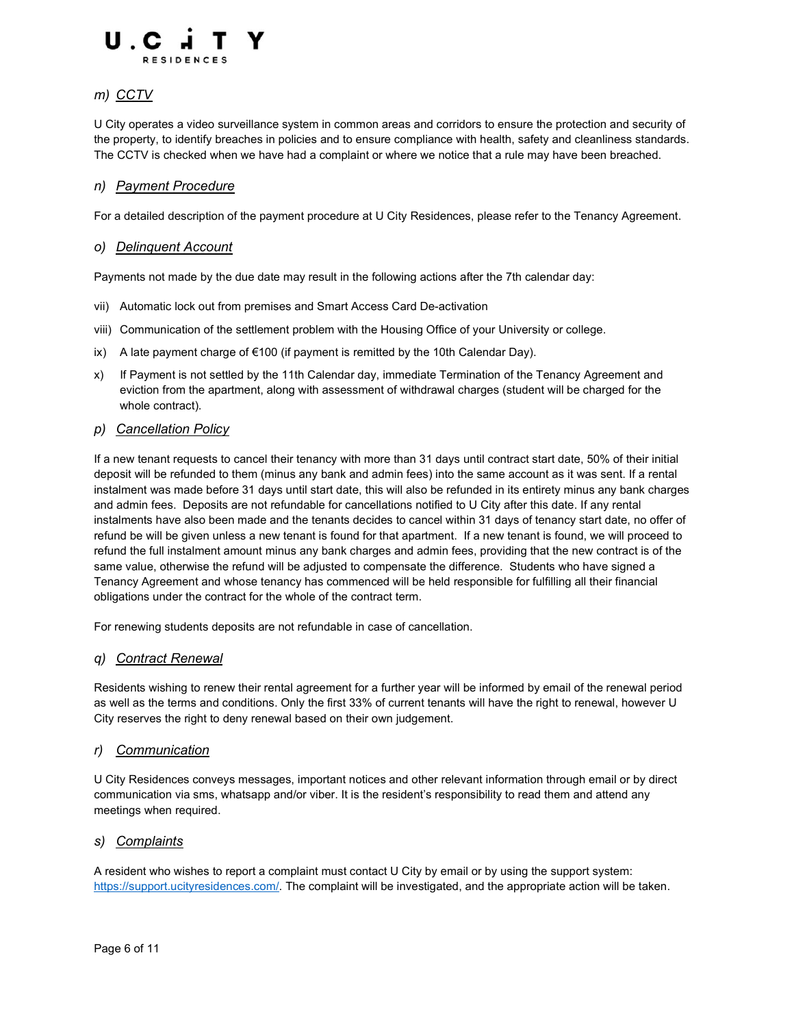### *m) CCTV*

U City operates a video surveillance system in common areas and corridors to ensure the protection and security of the property, to identify breaches in policies and to ensure compliance with health, safety and cleanliness standards. The CCTV is checked when we have had a complaint or where we notice that a rule may have been breached.

### *n) Payment Procedure*

For a detailed description of the payment procedure at U City Residences, please refer to the Tenancy Agreement.

### *o) Delinquent Account*

Payments not made by the due date may result in the following actions after the 7th calendar day:

vii) Automatic lock out from premises and Smart Access Card De-activation

viii) Communication of the settlement problem with the Housing Office of your University or college.

ix) A late payment charge of €100 (if payment is remitted by the 10th Calendar Day).

x) If Payment is not settled by the 11th Calendar day, immediate Termination of the Tenancy Agreement and eviction from the apartment, along with assessment of withdrawal charges (student will be charged for the whole contract).

### *p) Cancellation Policy*

If a new tenant requests to cancel their tenancy with more than 31 days until contract start date, 50% of their initial deposit will be refunded to them (minus any bank and admin fees) into the same account as it was sent. If a rental instalment was made before 31 days until start date, this will also be refunded in its entirety minus any bank charges and admin fees. Deposits are not refundable for cancellations notified to U City after this date. If any rental instalments have also been made and the tenants decides to cancel within 31 days of tenancy start date, no offer of refund be will be given unless a new tenant is found for that apartment. If a new tenant is found, we will proceed to refund the full instalment amount minus any bank charges and admin fees, providing that the new contract is of the same value, otherwise the refund will be adjusted to compensate the difference. Students who have signed a Tenancy Agreement and whose tenancy has commenced will be held responsible for fulfilling all their financial obligations under the contract for the whole of the contract term.

For renewing students deposits are not refundable in case of cancellation.

### *q) Contract Renewal*

Residents wishing to renew their rental agreement for a further year will be informed by email of the renewal period as well as the terms and conditions. Only the first 33% of current tenants will have the right to renewal, however U City reserves the right to deny renewal based on their own judgement.

### *r) Communication*

U City Residences conveys messages, important notices and other relevant information through email or by direct communication via sms, whatsapp and/or viber. It is the resident's responsibility to read them and attend any meetings when required.

### *s) Complaints*

A resident who wishes to report a complaint must contact U City by email or by using the support system: https://support.ucityresidences.com/. The complaint will be investigated, and the appropriate action will be taken.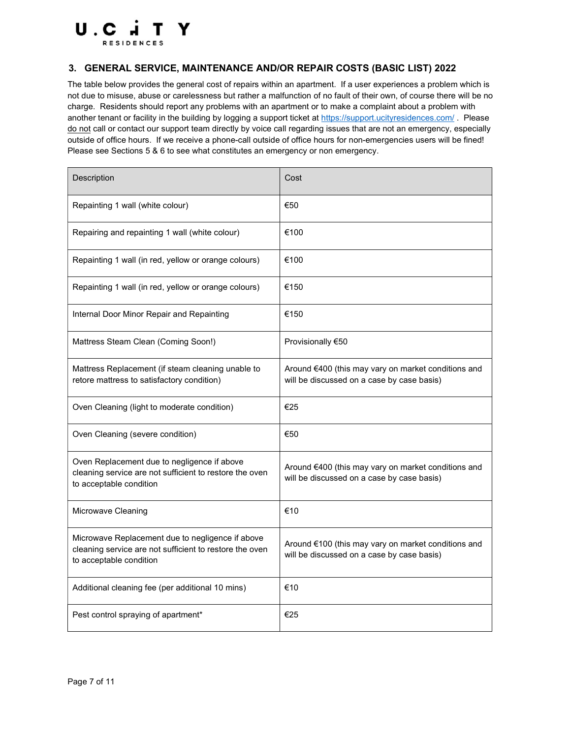## 3. GENERAL SERVICE, MAINTENANCE AND/OR REPAIR COSTS (BASIC LIST) 2022

The table below provides the general cost of repairs within an apartment. If a user experiences a problem which is not due to misuse, abuse or carelessness but rather a malfunction of no fault of their own, of course there will be no charge. Residents should report any problems with an apartment or to make a complaint about a problem with another tenant or facility in the building by logging a support ticket at https://support.ucityresidences.com/ . Please do not call or contact our support team directly by voice call regarding issues that are not an emergency, especially outside of office hours. If we receive a phone-call outside of office hours for non-emergencies users will be fined! Please see Sections 5 & 6 to see what constitutes an emergency or non emergency.

| Description | Cost |
|---|---|
| Repainting 1 wall (white colour) | €50 |
| Repairing and repainting 1 wall (white colour) | €100 |
| Repainting 1 wall (in red, yellow or orange colours) | €100 |
| Repainting 1 wall (in red, yellow or orange colours) | €150 |
| Internal Door Minor Repair and Repainting | €150 |
| Mattress Steam Clean (Coming Soon!) | Provisionally €50 |
| Mattress Replacement (if steam cleaning unable to retore mattress to satisfactory condition) | Around €400 (this may vary on market conditions and will be discussed on a case by case basis) |
| Oven Cleaning (light to moderate condition) | €25 |
| Oven Cleaning (severe condition) | €50 |
| Oven Replacement due to negligence if above cleaning service are not sufficient to restore the oven to acceptable condition | Around €400 (this may vary on market conditions and will be discussed on a case by case basis) |
| Microwave Cleaning | €10 |
| Microwave Replacement due to negligence if above cleaning service are not sufficient to restore the oven to acceptable condition | Around €100 (this may vary on market conditions and will be discussed on a case by case basis) |
| Additional cleaning fee (per additional 10 mins) | €10 |
| Pest control spraying of apartment* | €25 |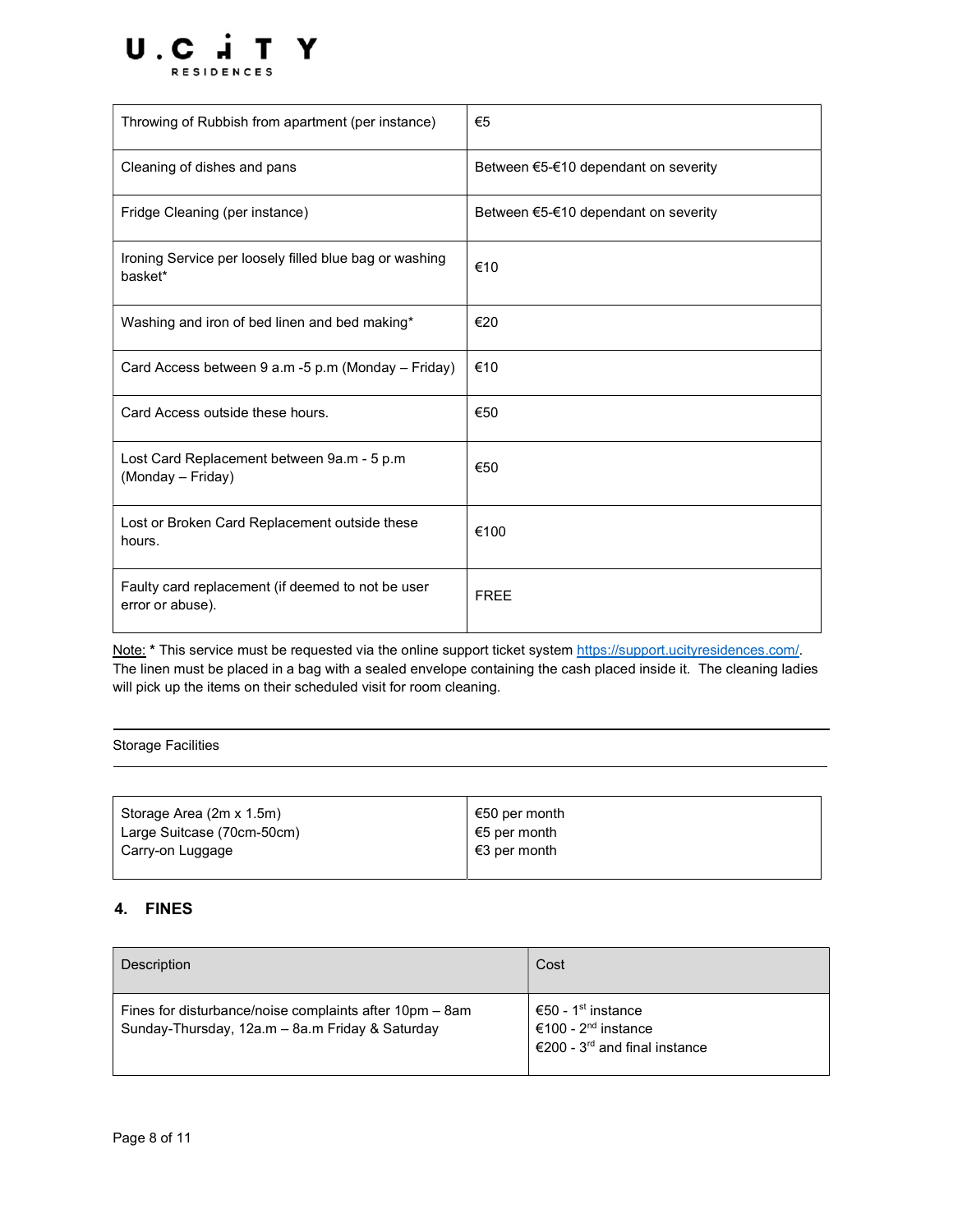| | |
|---|---|
| Throwing of Rubbish from apartment (per instance) | €5 |
| Cleaning of dishes and pans | Between €5-€10 dependant on severity |
| Fridge Cleaning (per instance) | Between €5-€10 dependant on severity |
| Ironing Service per loosely filled blue bag or washing basket* | €10 |
| Washing and iron of bed linen and bed making* | €20 |
| Card Access between 9 a.m -5 p.m (Monday – Friday) | €10 |
| Card Access outside these hours. | €50 |
| Lost Card Replacement between 9a.m - 5 p.m (Monday – Friday) | €50 |
| Lost or Broken Card Replacement outside these hours. | €100 |
| Faulty card replacement (if deemed to not be user error or abuse). | FREE |

Note: * This service must be requested via the online support ticket system https://support.ucityresidences.com/. The linen must be placed in a bag with a sealed envelope containing the cash placed inside it. The cleaning ladies will pick up the items on their scheduled visit for room cleaning.

Storage Facilities

| | |
|---|---|
| Storage Area (2m x 1.5m)<br>Large Suitcase (70cm-50cm)<br>Carry-on Luggage | €50 per month<br>€5 per month<br>€3 per month |

## 4. FINES

| Description | Cost |
|---|---|
| Fines for disturbance/noise complaints after 10pm – 8am Sunday-Thursday, 12a.m – 8a.m Friday & Saturday | €50 - 1st instance<br>€100 - 2nd instance<br>€200 - 3rd and final instance |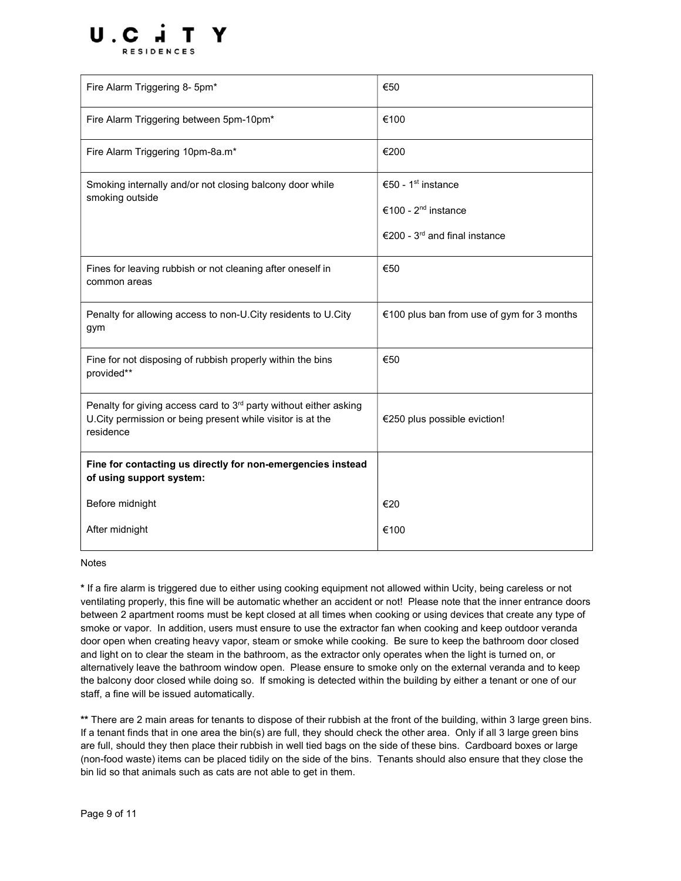| | |
|---|---|
| Fire Alarm Triggering 8- 5pm* | €50 |
| Fire Alarm Triggering between 5pm-10pm* | €100 |
| Fire Alarm Triggering 10pm-8a.m* | €200 |
| Smoking internally and/or not closing balcony door while smoking outside | €50 - 1st instance<br>€100 - 2nd instance<br>€200 - 3rd and final instance |
| Fines for leaving rubbish or not cleaning after oneself in common areas | €50 |
| Penalty for allowing access to non-U.City residents to U.City gym | €100 plus ban from use of gym for 3 months |
| Fine for not disposing of rubbish properly within the bins provided** | €50 |
| Penalty for giving access card to 3rd party without either asking U.City permission or being present while visitor is at the residence | €250 plus possible eviction! |
| **Fine for contacting us directly for non-emergencies instead of using support system:**<br>Before midnight<br>After midnight | <br>€20<br>€100 |

Notes

* If a fire alarm is triggered due to either using cooking equipment not allowed within Ucity, being careless or not ventilating properly, this fine will be automatic whether an accident or not! Please note that the inner entrance doors between 2 apartment rooms must be kept closed at all times when cooking or using devices that create any type of smoke or vapor. In addition, users must ensure to use the extractor fan when cooking and keep outdoor veranda door open when creating heavy vapor, steam or smoke while cooking. Be sure to keep the bathroom door closed and light on to clear the steam in the bathroom, as the extractor only operates when the light is turned on, or alternatively leave the bathroom window open. Please ensure to smoke only on the external veranda and to keep the balcony door closed while doing so. If smoking is detected within the building by either a tenant or one of our staff, a fine will be issued automatically.

** There are 2 main areas for tenants to dispose of their rubbish at the front of the building, within 3 large green bins. If a tenant finds that in one area the bin(s) are full, they should check the other area. Only if all 3 large green bins are full, should they then place their rubbish in well tied bags on the side of these bins. Cardboard boxes or large (non-food waste) items can be placed tidily on the side of the bins. Tenants should also ensure that they close the bin lid so that animals such as cats are not able to get in them.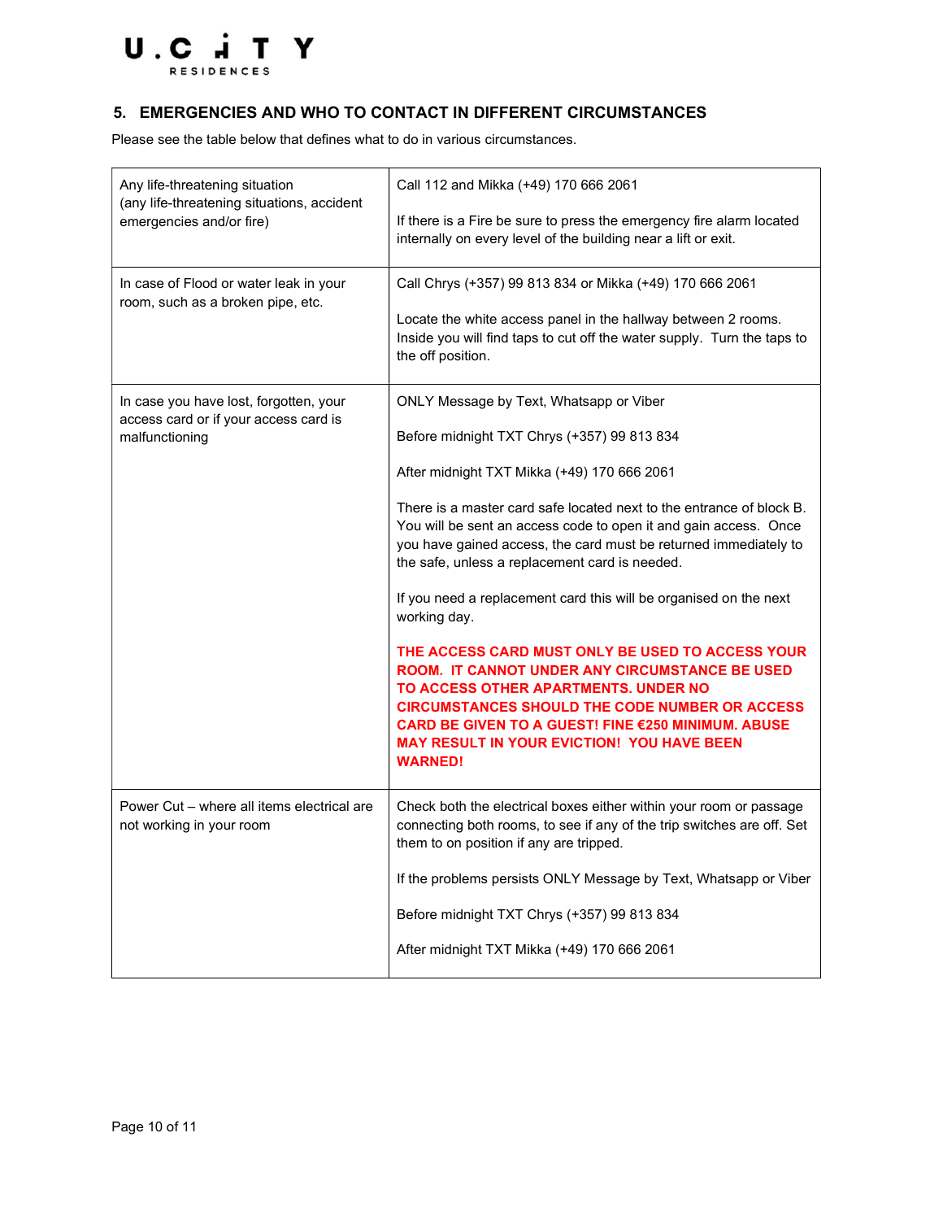## 5. EMERGENCIES AND WHO TO CONTACT IN DIFFERENT CIRCUMSTANCES

Please see the table below that defines what to do in various circumstances.

| Situation | What to do |
|---|---|
| Any life-threatening situation (any life-threatening situations, accident emergencies and/or fire) | Call 112 and Mikka (+49) 170 666 2061<br><br>If there is a Fire be sure to press the emergency fire alarm located internally on every level of the building near a lift or exit. |
| In case of Flood or water leak in your room, such as a broken pipe, etc. | Call Chrys (+357) 99 813 834 or Mikka (+49) 170 666 2061<br><br>Locate the white access panel in the hallway between 2 rooms. Inside you will find taps to cut off the water supply. Turn the taps to the off position. |
| In case you have lost, forgotten, your access card or if your access card is malfunctioning | ONLY Message by Text, Whatsapp or Viber<br><br>Before midnight TXT Chrys (+357) 99 813 834<br><br>After midnight TXT Mikka (+49) 170 666 2061<br><br>There is a master card safe located next to the entrance of block B. You will be sent an access code to open it and gain access. Once you have gained access, the card must be returned immediately to the safe, unless a replacement card is needed.<br><br>If you need a replacement card this will be organised on the next working day.<br><br>**THE ACCESS CARD MUST ONLY BE USED TO ACCESS YOUR ROOM. IT CANNOT UNDER ANY CIRCUMSTANCE BE USED TO ACCESS OTHER APARTMENTS. UNDER NO CIRCUMSTANCES SHOULD THE CODE NUMBER OR ACCESS CARD BE GIVEN TO A GUEST! FINE €250 MINIMUM. ABUSE MAY RESULT IN YOUR EVICTION! YOU HAVE BEEN WARNED!** |
| Power Cut – where all items electrical are not working in your room | Check both the electrical boxes either within your room or passage connecting both rooms, to see if any of the trip switches are off. Set them to on position if any are tripped.<br><br>If the problems persists ONLY Message by Text, Whatsapp or Viber<br><br>Before midnight TXT Chrys (+357) 99 813 834<br><br>After midnight TXT Mikka (+49) 170 666 2061 |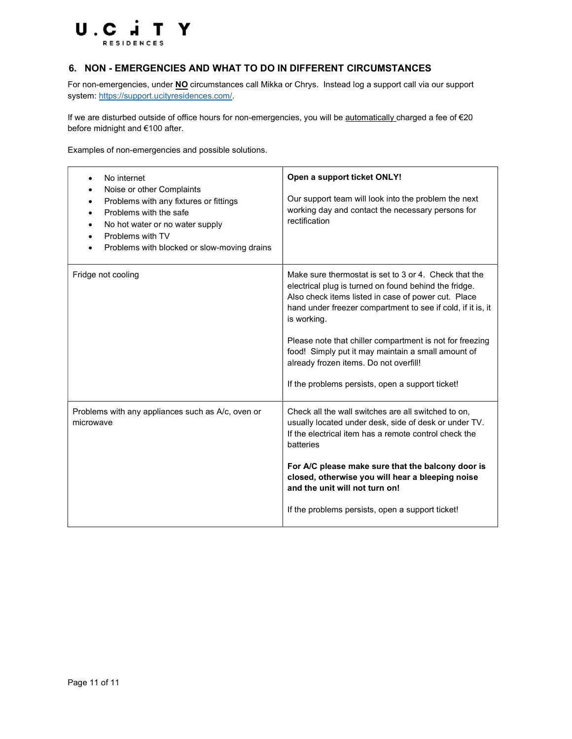## 6. NON - EMERGENCIES AND WHAT TO DO IN DIFFERENT CIRCUMSTANCES

For non-emergencies, under **NO** circumstances call Mikka or Chrys. Instead log a support call via our support system: https://support.ucityresidences.com/.

If we are disturbed outside of office hours for non-emergencies, you will be automatically charged a fee of €20 before midnight and €100 after.

Examples of non-emergencies and possible solutions.

| | |
|---|---|
| • No internet<br>• Noise or other Complaints<br>• Problems with any fixtures or fittings<br>• Problems with the safe<br>• No hot water or no water supply<br>• Problems with TV<br>• Problems with blocked or slow-moving drains | **Open a support ticket ONLY!**<br><br>Our support team will look into the problem the next working day and contact the necessary persons for rectification |
| Fridge not cooling | Make sure thermostat is set to 3 or 4. Check that the electrical plug is turned on found behind the fridge. Also check items listed in case of power cut. Place hand under freezer compartment to see if cold, if it is, it is working.<br><br>Please note that chiller compartment is not for freezing food! Simply put it may maintain a small amount of already frozen items. Do not overfill!<br><br>If the problems persists, open a support ticket! |
| Problems with any appliances such as A/c, oven or microwave | Check all the wall switches are all switched to on, usually located under desk, side of desk or under TV. If the electrical item has a remote control check the batteries<br><br>**For A/C please make sure that the balcony door is closed, otherwise you will hear a bleeping noise and the unit will not turn on!**<br><br>If the problems persists, open a support ticket! |